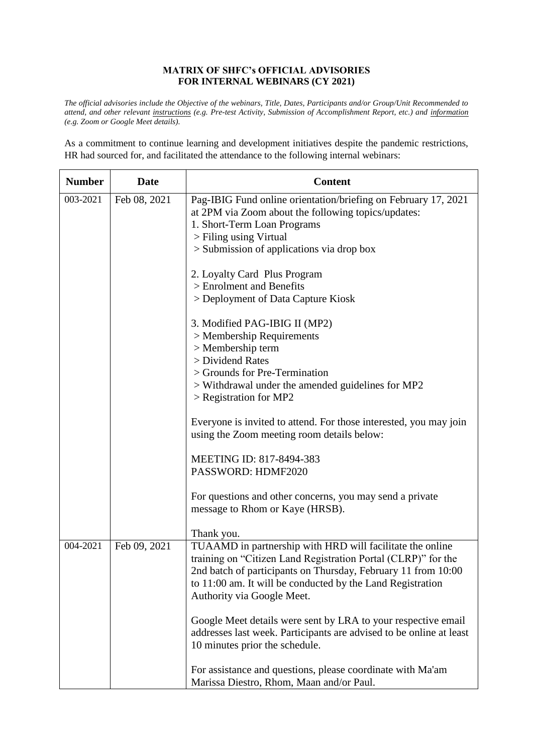**MATRIX OF SHFC's OFFICIAL ADVISORIES**
**FOR INTERNAL WEBINARS (CY 2021)**

*The official advisories include the Objective of the webinars, Title, Dates, Participants and/or Group/Unit Recommended to attend, and other relevant instructions (e.g. Pre-test Activity, Submission of Accomplishment Report, etc.) and information (e.g. Zoom or Google Meet details).*

As a commitment to continue learning and development initiatives despite the pandemic restrictions, HR had sourced for, and facilitated the attendance to the following internal webinars:

| Number | Date | Content |
|---|---|---|
| 003-2021 | Feb 08, 2021 | Pag-IBIG Fund online orientation/briefing on February 17, 2021 at 2PM via Zoom about the following topics/updates:<br>1. Short-Term Loan Programs<br>> Filing using Virtual<br>> Submission of applications via drop box<br><br>2. Loyalty Card Plus Program<br>> Enrolment and Benefits<br>> Deployment of Data Capture Kiosk<br><br>3. Modified PAG-IBIG II (MP2)<br>> Membership Requirements<br>> Membership term<br>> Dividend Rates<br>> Grounds for Pre-Termination<br>> Withdrawal under the amended guidelines for MP2<br>> Registration for MP2<br><br>Everyone is invited to attend. For those interested, you may join using the Zoom meeting room details below:<br><br>MEETING ID: 817-8494-383<br>PASSWORD: HDMF2020<br><br>For questions and other concerns, you may send a private message to Rhom or Kaye (HRSB).<br><br>Thank you. |
| 004-2021 | Feb 09, 2021 | TUAAMD in partnership with HRD will facilitate the online training on "Citizen Land Registration Portal (CLRP)" for the 2nd batch of participants on Thursday, February 11 from 10:00 to 11:00 am. It will be conducted by the Land Registration Authority via Google Meet.<br><br>Google Meet details were sent by LRA to your respective email addresses last week. Participants are advised to be online at least 10 minutes prior the schedule.<br><br>For assistance and questions, please coordinate with Ma'am Marissa Diestro, Rhom, Maan and/or Paul. |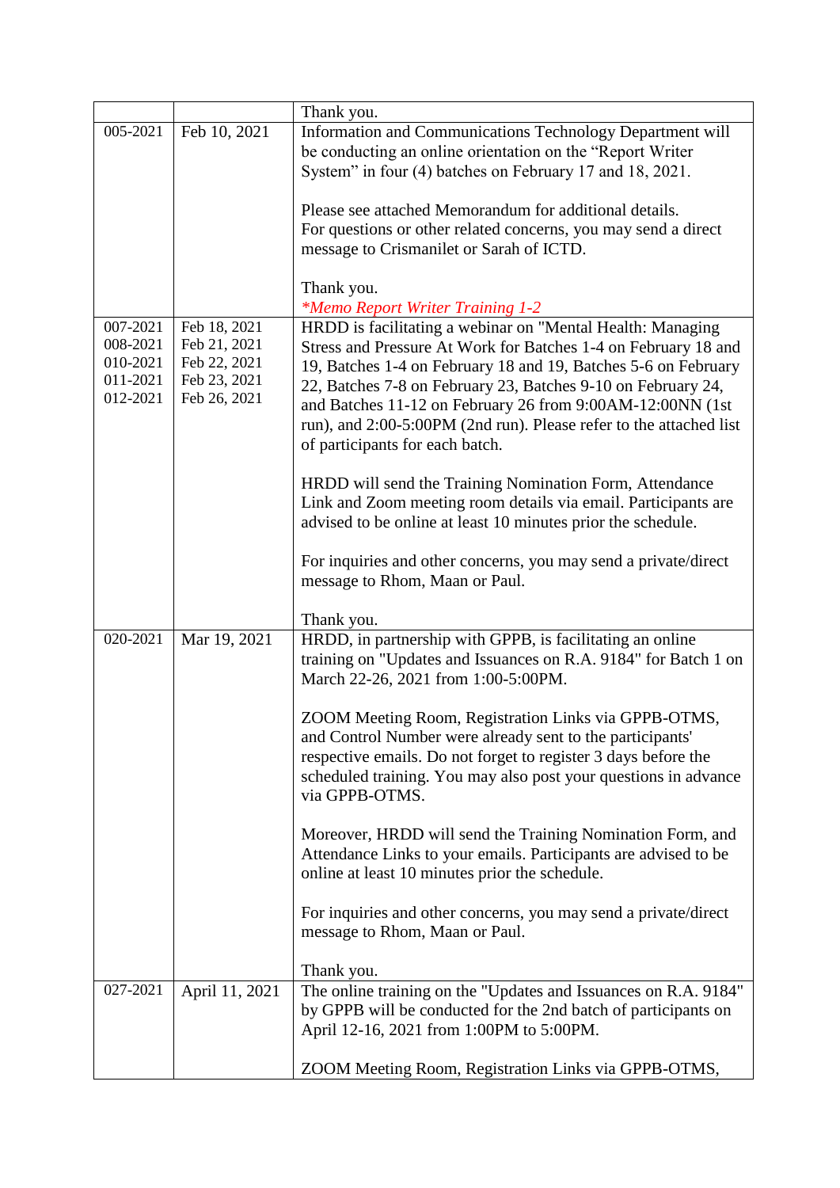|  |  |  |
|---|---|---|
|  |  | Thank you. |
| 005-2021 | Feb 10, 2021 | Information and Communications Technology Department will be conducting an online orientation on the "Report Writer System" in four (4) batches on February 17 and 18, 2021.<br><br>Please see attached Memorandum for additional details.<br>For questions or other related concerns, you may send a direct message to Crismanilet or Sarah of ICTD.<br><br>Thank you.<br>*\*Memo Report Writer Training 1-2* |
| 007-2021<br>008-2021<br>010-2021<br>011-2021<br>012-2021 | Feb 18, 2021<br>Feb 21, 2021<br>Feb 22, 2021<br>Feb 23, 2021<br>Feb 26, 2021 | HRDD is facilitating a webinar on "Mental Health: Managing Stress and Pressure At Work for Batches 1-4 on February 18 and 19, Batches 1-4 on February 18 and 19, Batches 5-6 on February 22, Batches 7-8 on February 23, Batches 9-10 on February 24, and Batches 11-12 on February 26 from 9:00AM-12:00NN (1st run), and 2:00-5:00PM (2nd run). Please refer to the attached list of participants for each batch.<br><br>HRDD will send the Training Nomination Form, Attendance Link and Zoom meeting room details via email. Participants are advised to be online at least 10 minutes prior the schedule.<br><br>For inquiries and other concerns, you may send a private/direct message to Rhom, Maan or Paul.<br><br>Thank you. |
| 020-2021 | Mar 19, 2021 | HRDD, in partnership with GPPB, is facilitating an online training on "Updates and Issuances on R.A. 9184" for Batch 1 on March 22-26, 2021 from 1:00-5:00PM.<br><br>ZOOM Meeting Room, Registration Links via GPPB-OTMS, and Control Number were already sent to the participants' respective emails. Do not forget to register 3 days before the scheduled training. You may also post your questions in advance via GPPB-OTMS.<br><br>Moreover, HRDD will send the Training Nomination Form, and Attendance Links to your emails. Participants are advised to be online at least 10 minutes prior the schedule.<br><br>For inquiries and other concerns, you may send a private/direct message to Rhom, Maan or Paul.<br><br>Thank you. |
| 027-2021 | April 11, 2021 | The online training on the "Updates and Issuances on R.A. 9184" by GPPB will be conducted for the 2nd batch of participants on April 12-16, 2021 from 1:00PM to 5:00PM.<br><br>ZOOM Meeting Room, Registration Links via GPPB-OTMS, |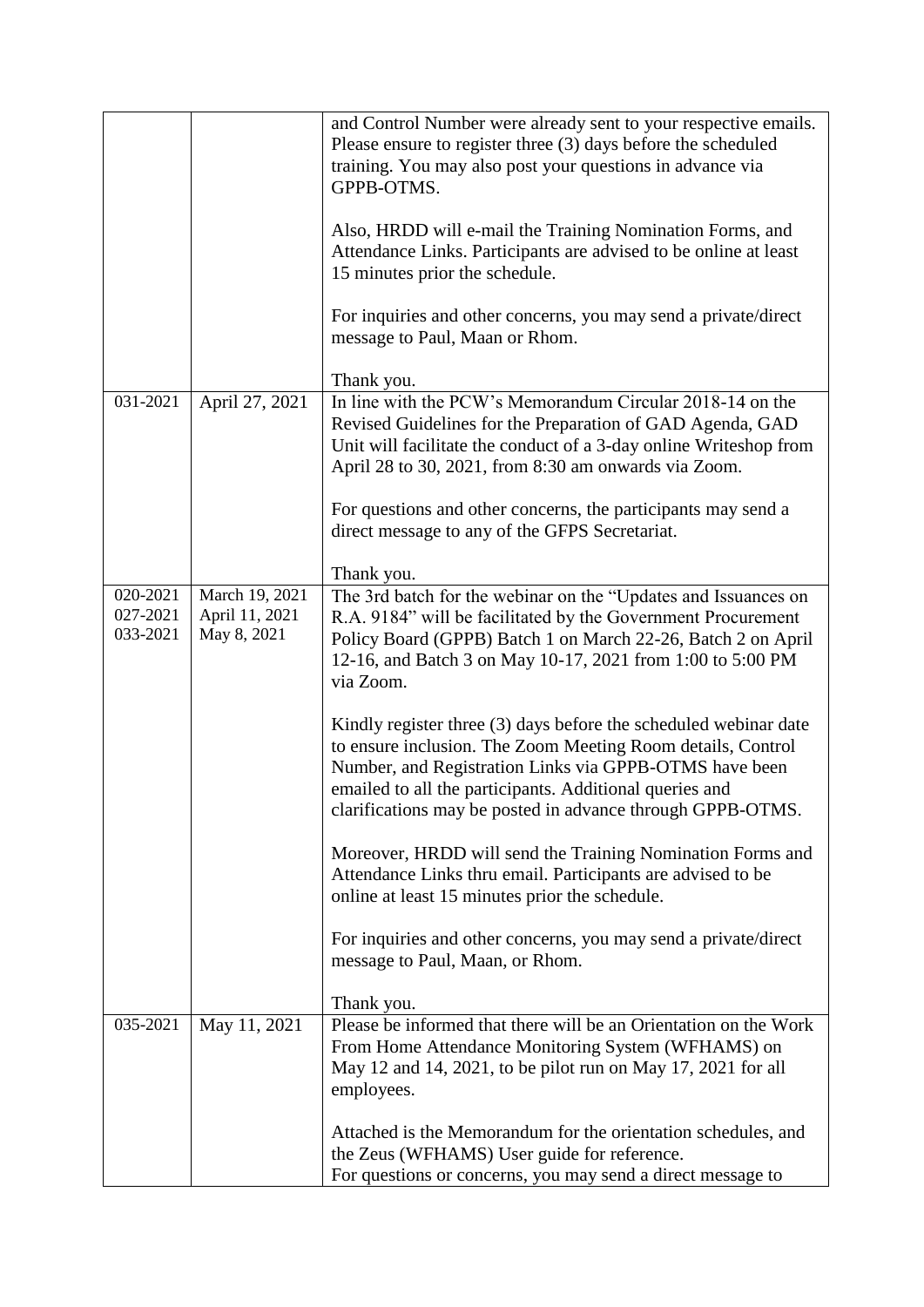|  |  |  |
|---|---|---|
|  |  | and Control Number were already sent to your respective emails. Please ensure to register three (3) days before the scheduled training. You may also post your questions in advance via GPPB-OTMS.<br><br>Also, HRDD will e-mail the Training Nomination Forms, and Attendance Links. Participants are advised to be online at least 15 minutes prior the schedule.<br><br>For inquiries and other concerns, you may send a private/direct message to Paul, Maan or Rhom.<br><br>Thank you. |
| 031-2021 | April 27, 2021 | In line with the PCW's Memorandum Circular 2018-14 on the Revised Guidelines for the Preparation of GAD Agenda, GAD Unit will facilitate the conduct of a 3-day online Writeshop from April 28 to 30, 2021, from 8:30 am onwards via Zoom.<br><br>For questions and other concerns, the participants may send a direct message to any of the GFPS Secretariat.<br><br>Thank you. |
| 020-2021<br>027-2021<br>033-2021 | March 19, 2021<br>April 11, 2021<br>May 8, 2021 | The 3rd batch for the webinar on the "Updates and Issuances on R.A. 9184" will be facilitated by the Government Procurement Policy Board (GPPB) Batch 1 on March 22-26, Batch 2 on April 12-16, and Batch 3 on May 10-17, 2021 from 1:00 to 5:00 PM via Zoom.<br><br>Kindly register three (3) days before the scheduled webinar date to ensure inclusion. The Zoom Meeting Room details, Control Number, and Registration Links via GPPB-OTMS have been emailed to all the participants. Additional queries and clarifications may be posted in advance through GPPB-OTMS.<br><br>Moreover, HRDD will send the Training Nomination Forms and Attendance Links thru email. Participants are advised to be online at least 15 minutes prior the schedule.<br><br>For inquiries and other concerns, you may send a private/direct message to Paul, Maan, or Rhom.<br><br>Thank you. |
| 035-2021 | May 11, 2021 | Please be informed that there will be an Orientation on the Work From Home Attendance Monitoring System (WFHAMS) on May 12 and 14, 2021, to be pilot run on May 17, 2021 for all employees.<br><br>Attached is the Memorandum for the orientation schedules, and the Zeus (WFHAMS) User guide for reference.<br>For questions or concerns, you may send a direct message to |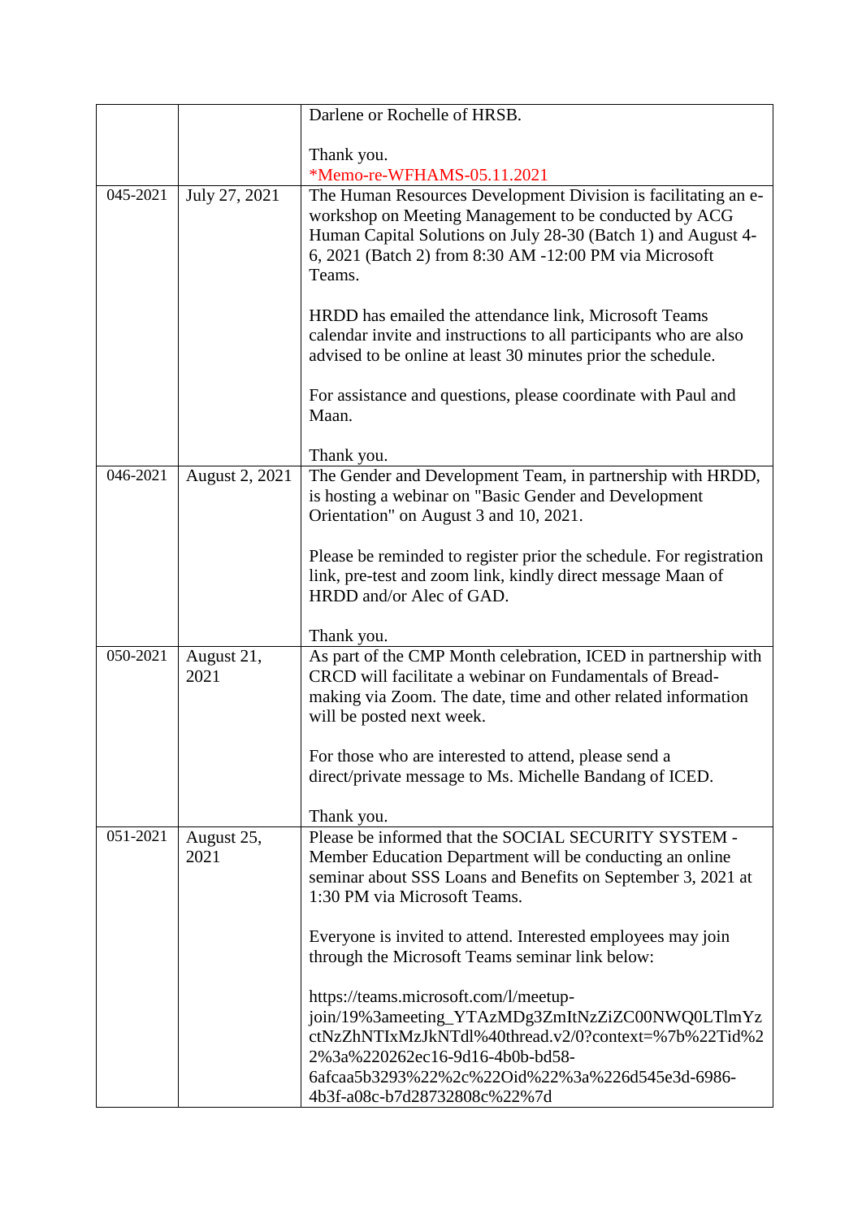| | | |
|---|---|---|
| | | Darlene or Rochelle of HRSB.<br><br>Thank you.<br>*Memo-re-WFHAMS-05.11.2021 |
| 045-2021 | July 27, 2021 | The Human Resources Development Division is facilitating an e-workshop on Meeting Management to be conducted by ACG Human Capital Solutions on July 28-30 (Batch 1) and August 4-6, 2021 (Batch 2) from 8:30 AM -12:00 PM via Microsoft Teams.<br><br>HRDD has emailed the attendance link, Microsoft Teams calendar invite and instructions to all participants who are also advised to be online at least 30 minutes prior the schedule.<br><br>For assistance and questions, please coordinate with Paul and Maan.<br><br>Thank you. |
| 046-2021 | August 2, 2021 | The Gender and Development Team, in partnership with HRDD, is hosting a webinar on "Basic Gender and Development Orientation" on August 3 and 10, 2021.<br><br>Please be reminded to register prior the schedule. For registration link, pre-test and zoom link, kindly direct message Maan of HRDD and/or Alec of GAD.<br><br>Thank you. |
| 050-2021 | August 21, 2021 | As part of the CMP Month celebration, ICED in partnership with CRCD will facilitate a webinar on Fundamentals of Bread-making via Zoom. The date, time and other related information will be posted next week.<br><br>For those who are interested to attend, please send a direct/private message to Ms. Michelle Bandang of ICED.<br><br>Thank you. |
| 051-2021 | August 25, 2021 | Please be informed that the SOCIAL SECURITY SYSTEM - Member Education Department will be conducting an online seminar about SSS Loans and Benefits on September 3, 2021 at 1:30 PM via Microsoft Teams.<br><br>Everyone is invited to attend. Interested employees may join through the Microsoft Teams seminar link below:<br><br>https://teams.microsoft.com/l/meetup-join/19%3ameeting_YTAzMDg3ZmItNzZiZC00NWQ0LTlmYzctNzZhNTIxMzJkNTdl%40thread.v2/0?context=%7b%22Tid%22%3a%220262ec16-9d16-4b0b-bd58-6afcaa5b3293%22%2c%22Oid%22%3a%226d545e3d-6986-4b3f-a08c-b7d28732808c%22%7d |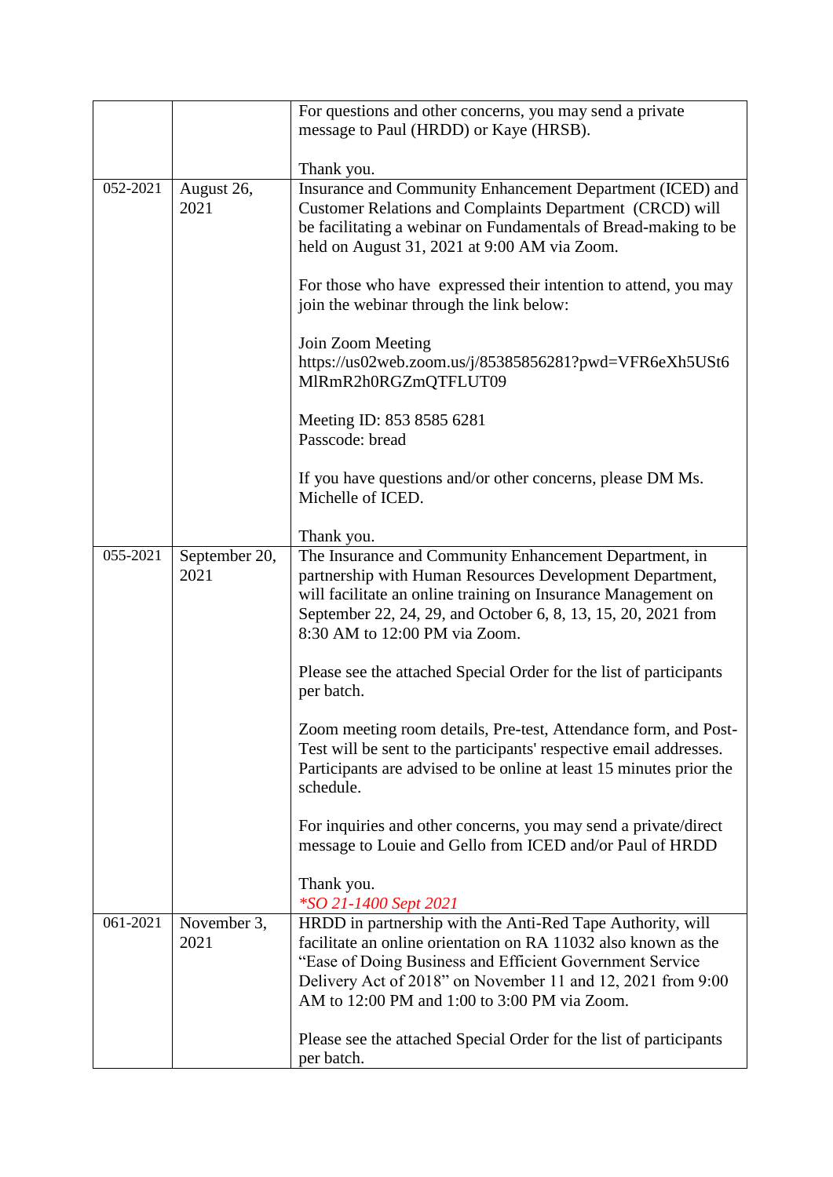|  |  |  |
|---|---|---|
|  |  | For questions and other concerns, you may send a private message to Paul (HRDD) or Kaye (HRSB).<br><br>Thank you. |
| 052-2021 | August 26, 2021 | Insurance and Community Enhancement Department (ICED) and Customer Relations and Complaints Department (CRCD) will be facilitating a webinar on Fundamentals of Bread-making to be held on August 31, 2021 at 9:00 AM via Zoom.<br><br>For those who have expressed their intention to attend, you may join the webinar through the link below:<br><br>Join Zoom Meeting<br>https://us02web.zoom.us/j/85385856281?pwd=VFR6eXh5USt6MlRmR2h0RGZmQTFLUT09<br><br>Meeting ID: 853 8585 6281<br>Passcode: bread<br><br>If you have questions and/or other concerns, please DM Ms. Michelle of ICED.<br><br>Thank you. |
| 055-2021 | September 20, 2021 | The Insurance and Community Enhancement Department, in partnership with Human Resources Development Department, will facilitate an online training on Insurance Management on September 22, 24, 29, and October 6, 8, 13, 15, 20, 2021 from 8:30 AM to 12:00 PM via Zoom.<br><br>Please see the attached Special Order for the list of participants per batch.<br><br>Zoom meeting room details, Pre-test, Attendance form, and Post-Test will be sent to the participants' respective email addresses. Participants are advised to be online at least 15 minutes prior the schedule.<br><br>For inquiries and other concerns, you may send a private/direct message to Louie and Gello from ICED and/or Paul of HRDD<br><br>Thank you.<br>*SO 21-1400 Sept 2021* |
| 061-2021 | November 3, 2021 | HRDD in partnership with the Anti-Red Tape Authority, will facilitate an online orientation on RA 11032 also known as the "Ease of Doing Business and Efficient Government Service Delivery Act of 2018" on November 11 and 12, 2021 from 9:00 AM to 12:00 PM and 1:00 to 3:00 PM via Zoom.<br><br>Please see the attached Special Order for the list of participants per batch. |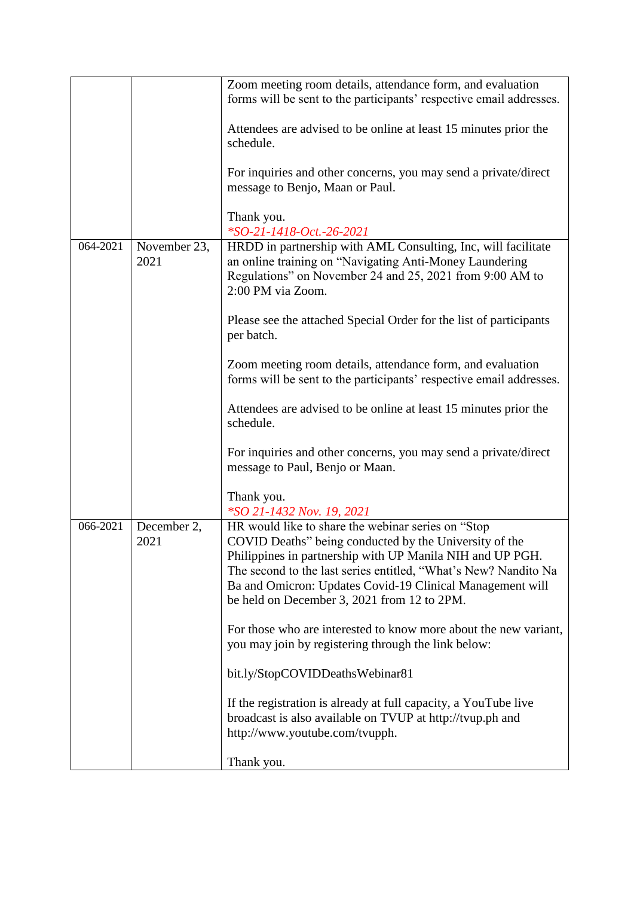| | | |
|---|---|---|
| | | Zoom meeting room details, attendance form, and evaluation forms will be sent to the participants' respective email addresses.<br><br>Attendees are advised to be online at least 15 minutes prior the schedule.<br><br>For inquiries and other concerns, you may send a private/direct message to Benjo, Maan or Paul.<br><br>Thank you.<br>**SO-21-1418-Oct.-26-2021* |
| 064-2021 | November 23, 2021 | HRDD in partnership with AML Consulting, Inc, will facilitate an online training on "Navigating Anti-Money Laundering Regulations" on November 24 and 25, 2021 from 9:00 AM to 2:00 PM via Zoom.<br><br>Please see the attached Special Order for the list of participants per batch.<br><br>Zoom meeting room details, attendance form, and evaluation forms will be sent to the participants' respective email addresses.<br><br>Attendees are advised to be online at least 15 minutes prior the schedule.<br><br>For inquiries and other concerns, you may send a private/direct message to Paul, Benjo or Maan.<br><br>Thank you.<br>**SO 21-1432 Nov. 19, 2021* |
| 066-2021 | December 2, 2021 | HR would like to share the webinar series on "Stop COVID Deaths" being conducted by the University of the Philippines in partnership with UP Manila NIH and UP PGH. The second to the last series entitled, "What's New? Nandito Na Ba and Omicron: Updates Covid-19 Clinical Management will be held on December 3, 2021 from 12 to 2PM.<br><br>For those who are interested to know more about the new variant, you may join by registering through the link below:<br><br>bit.ly/StopCOVIDDeathsWebinar81<br><br>If the registration is already at full capacity, a YouTube live broadcast is also available on TVUP at http://tvup.ph and http://www.youtube.com/tvupph.<br><br>Thank you. |